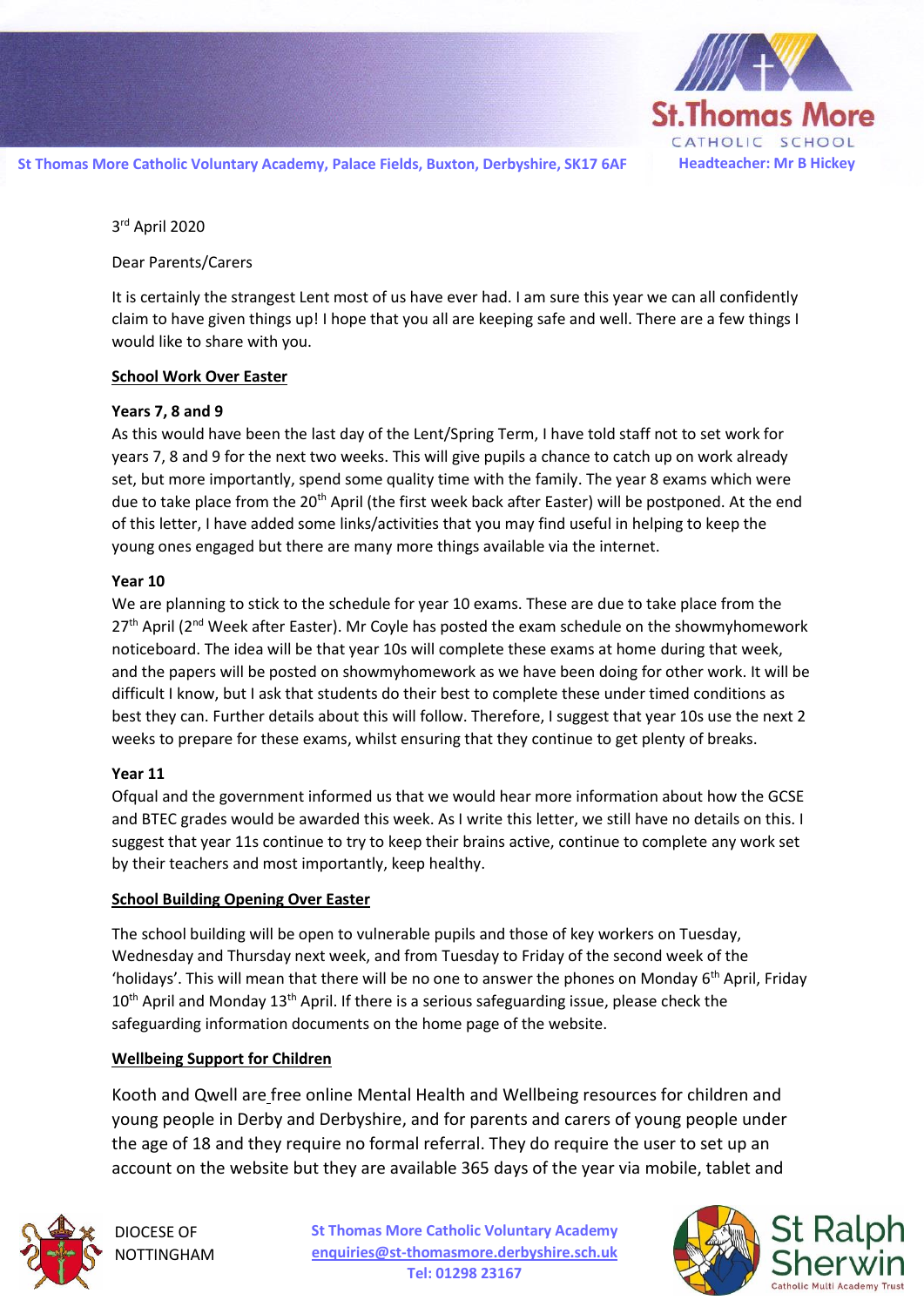St Thomas More Catholic Voluntary Academy, Palace Fields, Buxton, Derbyshire, SK17 6AF

Headteacher: Mr B Hickey

3rd April 2020

Dear Parents/Carers

It is certainly the strangest Lent most of us have ever had. I am sure this year we can all confidently claim to have given things up! I hope that you all are keeping safe and well. There are a few things I would like to share with you.

## School Work Over Easter

**Years 7, 8 and 9**

As this would have been the last day of the Lent/Spring Term, I have told staff not to set work for years 7, 8 and 9 for the next two weeks. This will give pupils a chance to catch up on work already set, but more importantly, spend some quality time with the family. The year 8 exams which were due to take place from the 20th April (the first week back after Easter) will be postponed. At the end of this letter, I have added some links/activities that you may find useful in helping to keep the young ones engaged but there are many more things available via the internet.

**Year 10**

We are planning to stick to the schedule for year 10 exams. These are due to take place from the 27th April (2nd Week after Easter). Mr Coyle has posted the exam schedule on the showmyhomework noticeboard. The idea will be that year 10s will complete these exams at home during that week, and the papers will be posted on showmyhomework as we have been doing for other work. It will be difficult I know, but I ask that students do their best to complete these under timed conditions as best they can. Further details about this will follow. Therefore, I suggest that year 10s use the next 2 weeks to prepare for these exams, whilst ensuring that they continue to get plenty of breaks.

**Year 11**

Ofqual and the government informed us that we would hear more information about how the GCSE and BTEC grades would be awarded this week. As I write this letter, we still have no details on this. I suggest that year 11s continue to try to keep their brains active, continue to complete any work set by their teachers and most importantly, keep healthy.

## School Building Opening Over Easter

The school building will be open to vulnerable pupils and those of key workers on Tuesday, Wednesday and Thursday next week, and from Tuesday to Friday of the second week of the 'holidays'. This will mean that there will be no one to answer the phones on Monday 6th April, Friday 10th April and Monday 13th April. If there is a serious safeguarding issue, please check the safeguarding information documents on the home page of the website.

## Wellbeing Support for Children

Kooth and Qwell are free online Mental Health and Wellbeing resources for children and young people in Derby and Derbyshire, and for parents and carers of young people under the age of 18 and they require no formal referral. They do require the user to set up an account on the website but they are available 365 days of the year via mobile, tablet and

DIOCESE OF NOTTINGHAM

St Thomas More Catholic Voluntary Academy
enquiries@st-thomasmore.derbyshire.sch.uk
Tel: 01298 23167

St Ralph Sherwin Catholic Multi Academy Trust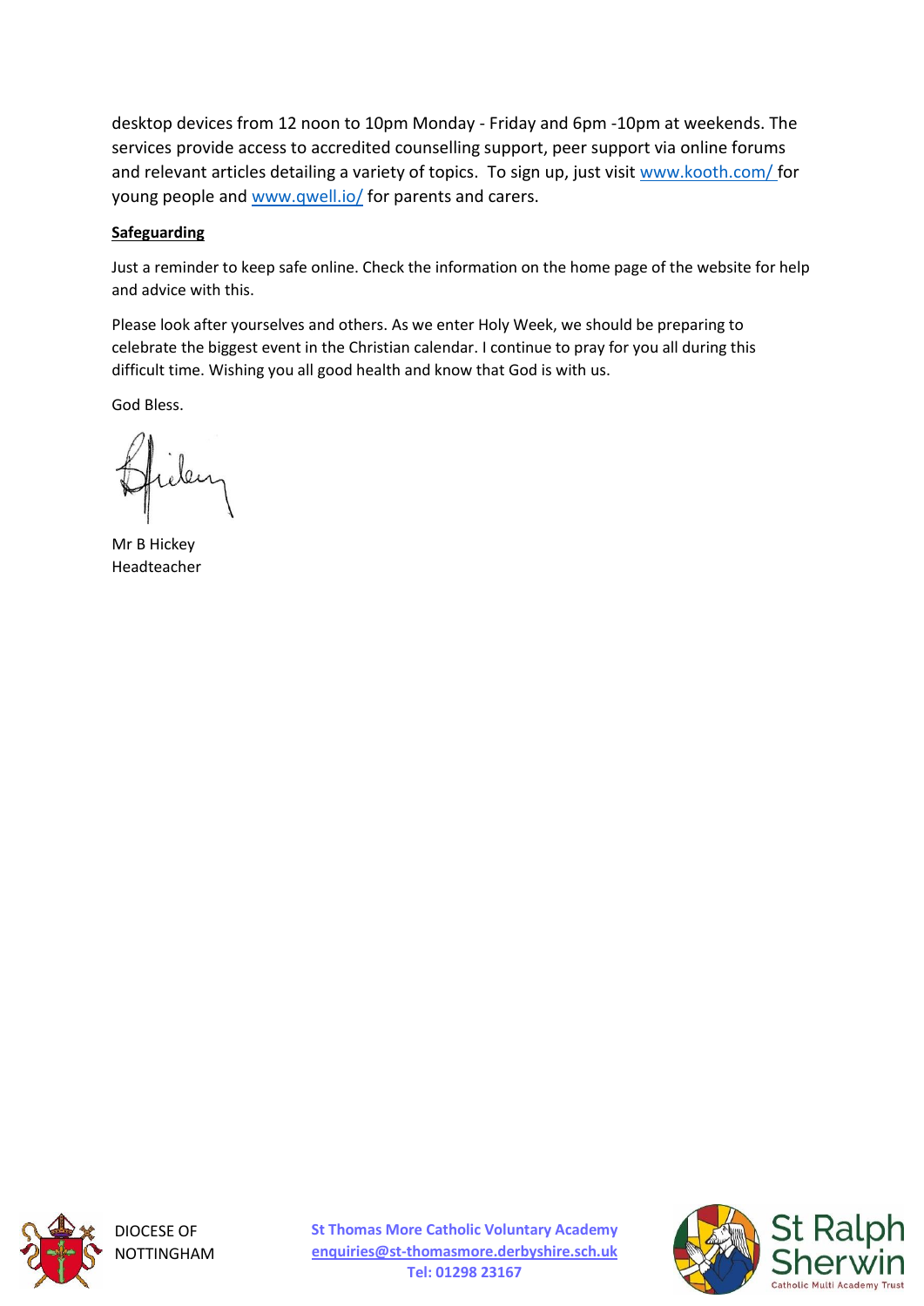desktop devices from 12 noon to 10pm Monday - Friday and 6pm -10pm at weekends. The services provide access to accredited counselling support, peer support via online forums and relevant articles detailing a variety of topics. To sign up, just visit www.kooth.com/ for young people and www.qwell.io/ for parents and carers.

**Safeguarding**

Just a reminder to keep safe online. Check the information on the home page of the website for help and advice with this.

Please look after yourselves and others. As we enter Holy Week, we should be preparing to celebrate the biggest event in the Christian calendar. I continue to pray for you all during this difficult time. Wishing you all good health and know that God is with us.

God Bless.

Mr B Hickey
Headteacher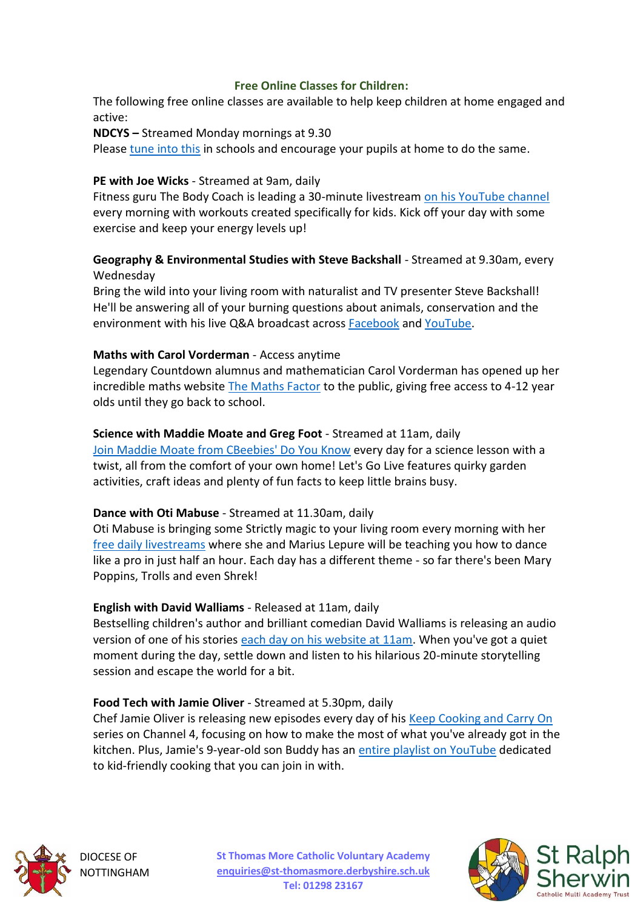## Free Online Classes for Children:

The following free online classes are available to help keep children at home engaged and active:

**NDCYS –** Streamed Monday mornings at 9.30
Please tune into this in schools and encourage your pupils at home to do the same.

**PE with Joe Wicks** - Streamed at 9am, daily
Fitness guru The Body Coach is leading a 30-minute livestream on his YouTube channel every morning with workouts created specifically for kids. Kick off your day with some exercise and keep your energy levels up!

**Geography & Environmental Studies with Steve Backshall** - Streamed at 9.30am, every Wednesday
Bring the wild into your living room with naturalist and TV presenter Steve Backshall! He'll be answering all of your burning questions about animals, conservation and the environment with his live Q&A broadcast across Facebook and YouTube.

**Maths with Carol Vorderman** - Access anytime
Legendary Countdown alumnus and mathematician Carol Vorderman has opened up her incredible maths website The Maths Factor to the public, giving free access to 4-12 year olds until they go back to school.

**Science with Maddie Moate and Greg Foot** - Streamed at 11am, daily
Join Maddie Moate from CBeebies' Do You Know every day for a science lesson with a twist, all from the comfort of your own home! Let's Go Live features quirky garden activities, craft ideas and plenty of fun facts to keep little brains busy.

**Dance with Oti Mabuse** - Streamed at 11.30am, daily
Oti Mabuse is bringing some Strictly magic to your living room every morning with her free daily livestreams where she and Marius Lepure will be teaching you how to dance like a pro in just half an hour. Each day has a different theme - so far there's been Mary Poppins, Trolls and even Shrek!

**English with David Walliams** - Released at 11am, daily
Bestselling children's author and brilliant comedian David Walliams is releasing an audio version of one of his stories each day on his website at 11am. When you've got a quiet moment during the day, settle down and listen to his hilarious 20-minute storytelling session and escape the world for a bit.

**Food Tech with Jamie Oliver** - Streamed at 5.30pm, daily
Chef Jamie Oliver is releasing new episodes every day of his Keep Cooking and Carry On series on Channel 4, focusing on how to make the most of what you've already got in the kitchen. Plus, Jamie's 9-year-old son Buddy has an entire playlist on YouTube dedicated to kid-friendly cooking that you can join in with.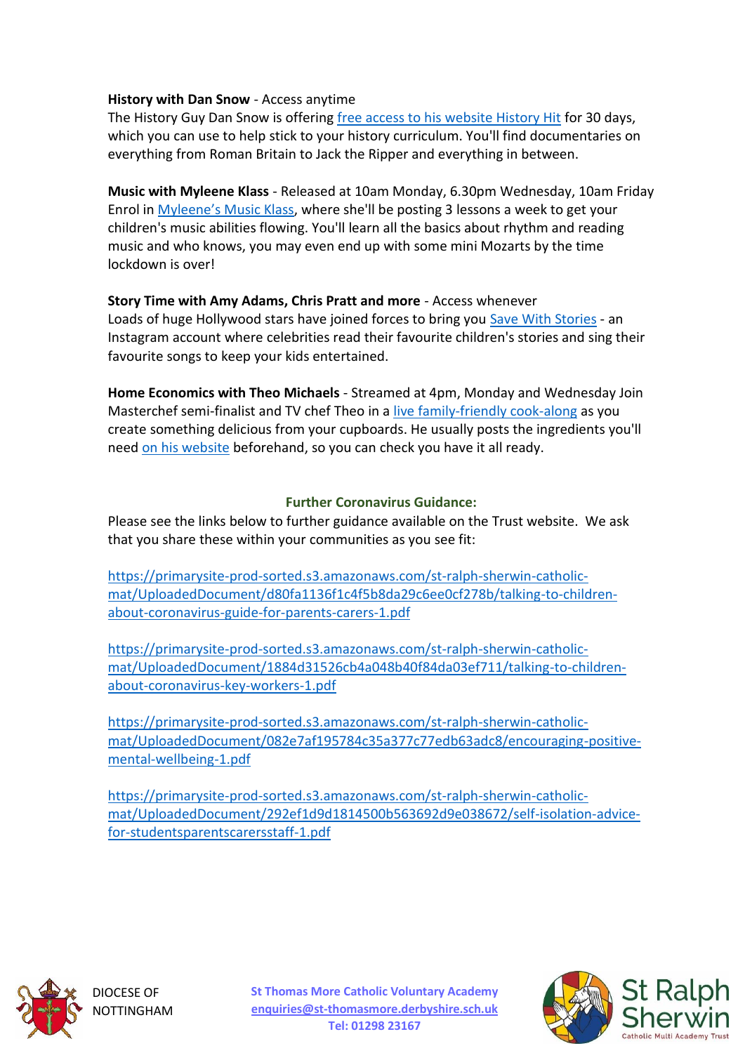**History with Dan Snow** - Access anytime
The History Guy Dan Snow is offering free access to his website History Hit for 30 days, which you can use to help stick to your history curriculum. You'll find documentaries on everything from Roman Britain to Jack the Ripper and everything in between.

**Music with Myleene Klass** - Released at 10am Monday, 6.30pm Wednesday, 10am Friday
Enrol in Myleene's Music Klass, where she'll be posting 3 lessons a week to get your children's music abilities flowing. You'll learn all the basics about rhythm and reading music and who knows, you may even end up with some mini Mozarts by the time lockdown is over!

**Story Time with Amy Adams, Chris Pratt and more** - Access whenever
Loads of huge Hollywood stars have joined forces to bring you Save With Stories - an Instagram account where celebrities read their favourite children's stories and sing their favourite songs to keep your kids entertained.

**Home Economics with Theo Michaels** - Streamed at 4pm, Monday and Wednesday Join Masterchef semi-finalist and TV chef Theo in a live family-friendly cook-along as you create something delicious from your cupboards. He usually posts the ingredients you'll need on his website beforehand, so you can check you have it all ready.

## Further Coronavirus Guidance:

Please see the links below to further guidance available on the Trust website. We ask that you share these within your communities as you see fit:

https://primarysite-prod-sorted.s3.amazonaws.com/st-ralph-sherwin-catholic-mat/UploadedDocument/d80fa1136f1c4f5b8da29c6ee0cf278b/talking-to-children-about-coronavirus-guide-for-parents-carers-1.pdf

https://primarysite-prod-sorted.s3.amazonaws.com/st-ralph-sherwin-catholic-mat/UploadedDocument/1884d31526cb4a048b40f84da03ef711/talking-to-children-about-coronavirus-key-workers-1.pdf

https://primarysite-prod-sorted.s3.amazonaws.com/st-ralph-sherwin-catholic-mat/UploadedDocument/082e7af195784c35a377c77edb63adc8/encouraging-positive-mental-wellbeing-1.pdf

https://primarysite-prod-sorted.s3.amazonaws.com/st-ralph-sherwin-catholic-mat/UploadedDocument/292ef1d9d1814500b563692d9e038672/self-isolation-advice-for-studentsparentscarersstaff-1.pdf